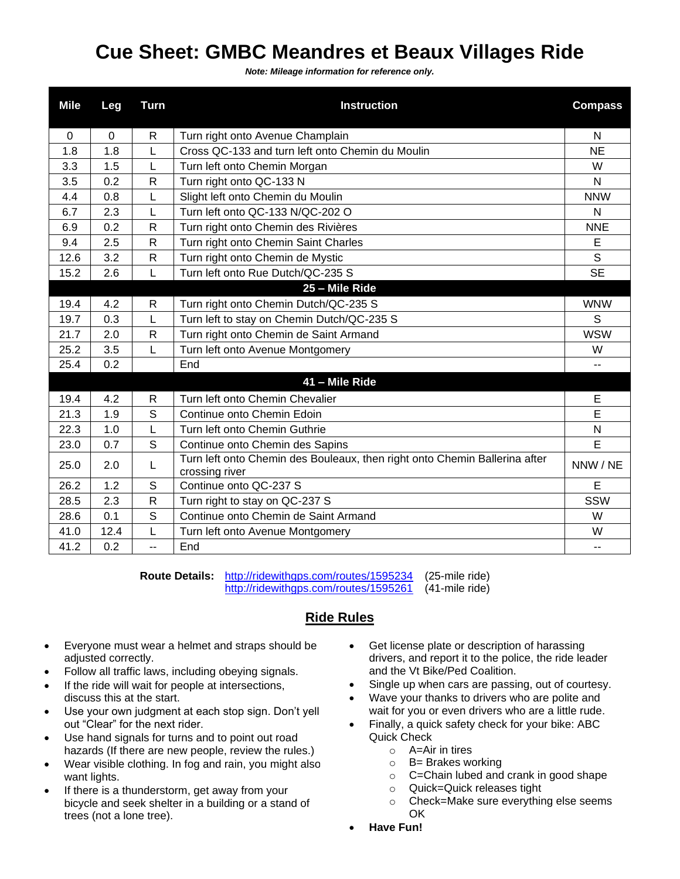# Cue Sheet: GMBC Meandres et Beaux Villages Ride

***Note: Mileage information for reference only.***

| Mile | Leg | Turn | Instruction | Compass |
|---|---|---|---|---|
| 0 | 0 | R | Turn right onto Avenue Champlain | N |
| 1.8 | 1.8 | L | Cross QC-133 and turn left onto Chemin du Moulin | NE |
| 3.3 | 1.5 | L | Turn left onto Chemin Morgan | W |
| 3.5 | 0.2 | R | Turn right onto QC-133 N | N |
| 4.4 | 0.8 | L | Slight left onto Chemin du Moulin | NNW |
| 6.7 | 2.3 | L | Turn left onto QC-133 N/QC-202 O | N |
| 6.9 | 0.2 | R | Turn right onto Chemin des Rivières | NNE |
| 9.4 | 2.5 | R | Turn right onto Chemin Saint Charles | E |
| 12.6 | 3.2 | R | Turn right onto Chemin de Mystic | S |
| 15.2 | 2.6 | L | Turn left onto Rue Dutch/QC-235 S | SE |
| **25 – Mile Ride** | | | | |
| 19.4 | 4.2 | R | Turn right onto Chemin Dutch/QC-235 S | WNW |
| 19.7 | 0.3 | L | Turn left to stay on Chemin Dutch/QC-235 S | S |
| 21.7 | 2.0 | R | Turn right onto Chemin de Saint Armand | WSW |
| 25.2 | 3.5 | L | Turn left onto Avenue Montgomery | W |
| 25.4 | 0.2 | | End | -- |
| **41 – Mile Ride** | | | | |
| 19.4 | 4.2 | R | Turn left onto Chemin Chevalier | E |
| 21.3 | 1.9 | S | Continue onto Chemin Edoin | E |
| 22.3 | 1.0 | L | Turn left onto Chemin Guthrie | N |
| 23.0 | 0.7 | S | Continue onto Chemin des Sapins | E |
| 25.0 | 2.0 | L | Turn left onto Chemin des Bouleaux, then right onto Chemin Ballerina after crossing river | NNW / NE |
| 26.2 | 1.2 | S | Continue onto QC-237 S | E |
| 28.5 | 2.3 | R | Turn right to stay on QC-237 S | SSW |
| 28.6 | 0.1 | S | Continue onto Chemin de Saint Armand | W |
| 41.0 | 12.4 | L | Turn left onto Avenue Montgomery | W |
| 41.2 | 0.2 | -- | End | -- |

**Route Details:** http://ridewithgps.com/routes/1595234 (25-mile ride)
http://ridewithgps.com/routes/1595261 (41-mile ride)

## Ride Rules

- Everyone must wear a helmet and straps should be adjusted correctly.
- Follow all traffic laws, including obeying signals.
- If the ride will wait for people at intersections, discuss this at the start.
- Use your own judgment at each stop sign. Don't yell out "Clear" for the next rider.
- Use hand signals for turns and to point out road hazards (If there are new people, review the rules.)
- Wear visible clothing. In fog and rain, you might also want lights.
- If there is a thunderstorm, get away from your bicycle and seek shelter in a building or a stand of trees (not a lone tree).
- Get license plate or description of harassing drivers, and report it to the police, the ride leader and the Vt Bike/Ped Coalition.
- Single up when cars are passing, out of courtesy.
- Wave your thanks to drivers who are polite and wait for you or even drivers who are a little rude.
- Finally, a quick safety check for your bike: ABC Quick Check
  - A=Air in tires
  - B= Brakes working
  - C=Chain lubed and crank in good shape
  - Quick=Quick releases tight
  - Check=Make sure everything else seems OK
- **Have Fun!**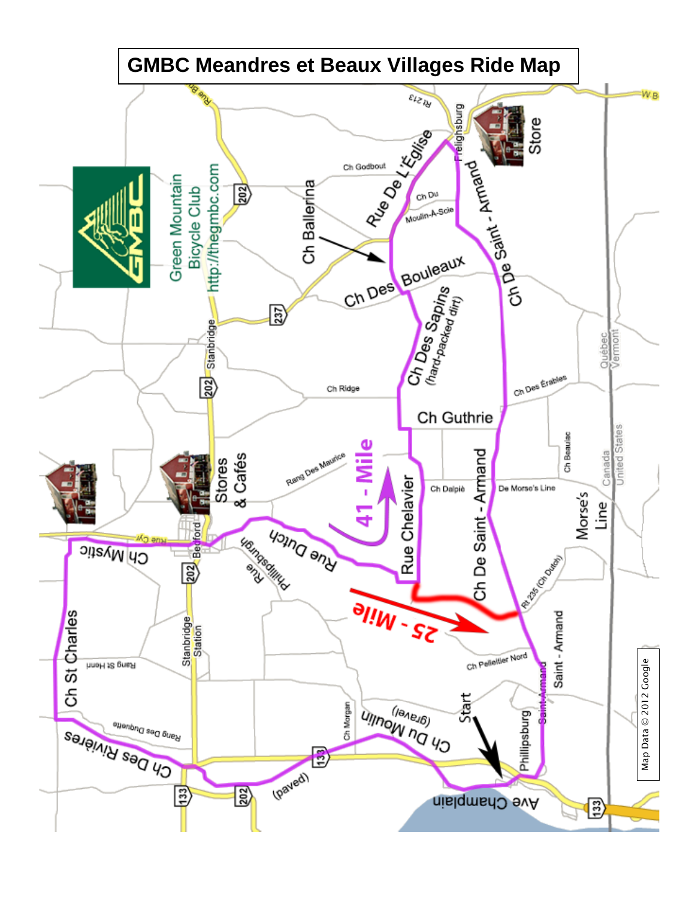# GMBC Meandres et Beaux Villages Ride Map

Green Mountain Bicycle Club
http://thegmbc.com

GMBC

Store

Stores & Cafés

41 - Mile

25 - Mile

Start

Rue De L'Église

Ch Ballerina

Ch Des Bouleaux

Ch Des Sapins (hard-packed dirt)

Ch Guthrie

Rue Chelavier

Rue Dutch

Ch Mystic

Ch St Charles

Ch Des Rivières

(paved)

Ch Du Moulin (gravel)

Ch De Saint - Armand

Saint - Armand

Morse's Line

Ave Champlain

Phillipsburg

Frelighsburg

Bedford

Stanbridge

Stanbridge Station

Ch Godbout

Ch Du Moulin-A-Scie

Ch Ridge

Ch Des Érables

Ch Beaulac

Ch Dalpiè

De Morse's Line

Rt 235 (Ch Dutch)

Ch Pelletier Nord

Rang Des Maurice

Rue Phillipsburgh

Rang St Henri

Rang Des Duquette

Ch Morgan

Rue Cyr

Rt 213

Québec
Vermont

Canada
United States

Map Data © 2012 Google